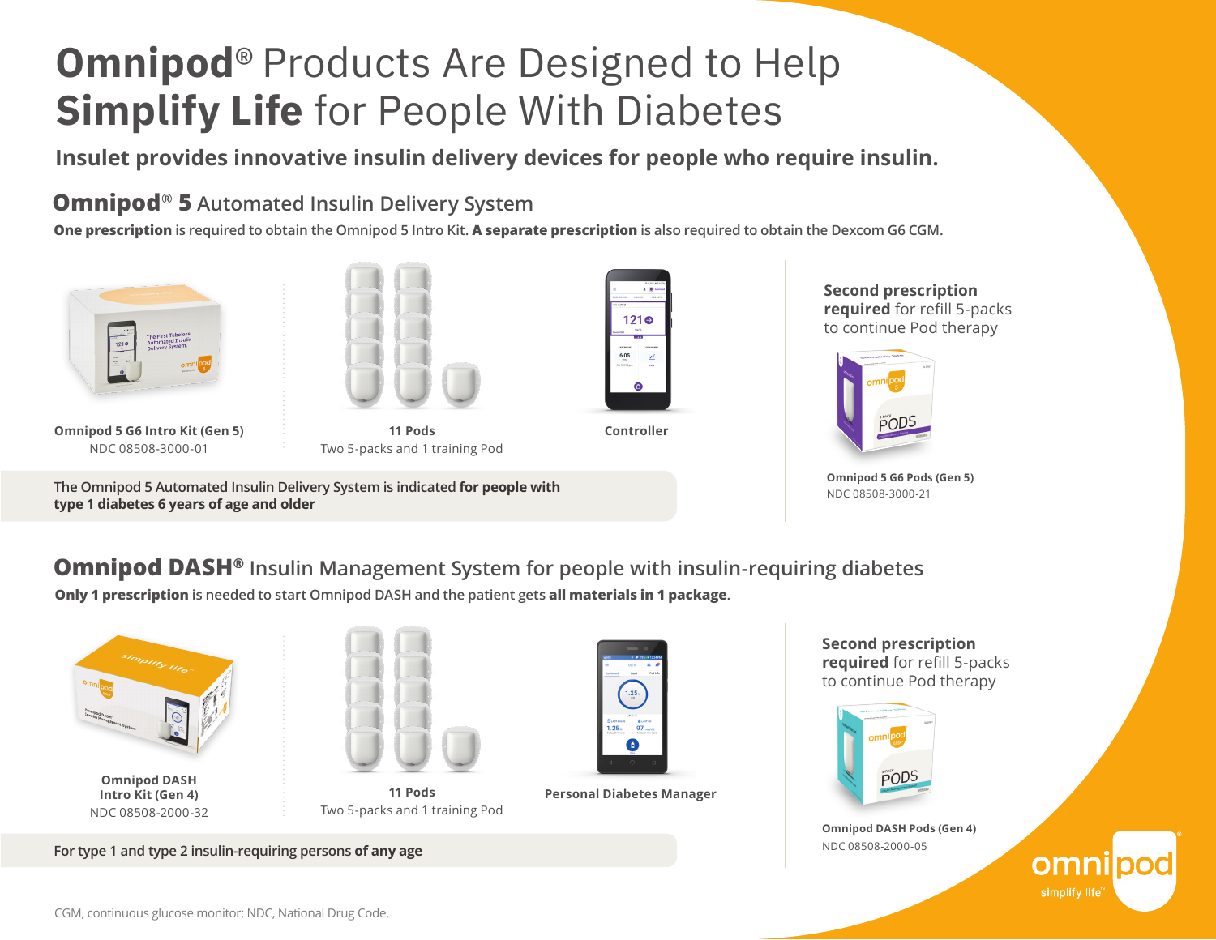# **Omnipod**® Products Are Designed to Help **Simplify Life** for People With Diabetes

**Insulet provides innovative insulin delivery devices for people who require insulin.**

## **Omnipod® 5** Automated Insulin Delivery System

**One prescription** is required to obtain the Omnipod 5 Intro Kit. **A separate prescription** is also required to obtain the Dexcom G6 CGM.

**Omnipod 5 G6 Intro Kit (Gen 5)**
NDC 08508-3000-01

**11 Pods**
Two 5-packs and 1 training Pod

**Controller**

The Omnipod 5 Automated Insulin Delivery System is indicated **for people with type 1 diabetes 6 years of age and older**

**Second prescription required** for refill 5-packs to continue Pod therapy

**Omnipod 5 G6 Pods (Gen 5)**
NDC 08508-3000-21

## **Omnipod DASH®** Insulin Management System for people with insulin-requiring diabetes

**Only 1 prescription** is needed to start Omnipod DASH and the patient gets **all materials in 1 package**.

**Omnipod DASH Intro Kit (Gen 4)**
NDC 08508-2000-32

**11 Pods**
Two 5-packs and 1 training Pod

**Personal Diabetes Manager**

For type 1 and type 2 insulin-requiring persons **of any age**

**Second prescription required** for refill 5-packs to continue Pod therapy

**Omnipod DASH Pods (Gen 4)**
NDC 08508-2000-05

CGM, continuous glucose monitor; NDC, National Drug Code.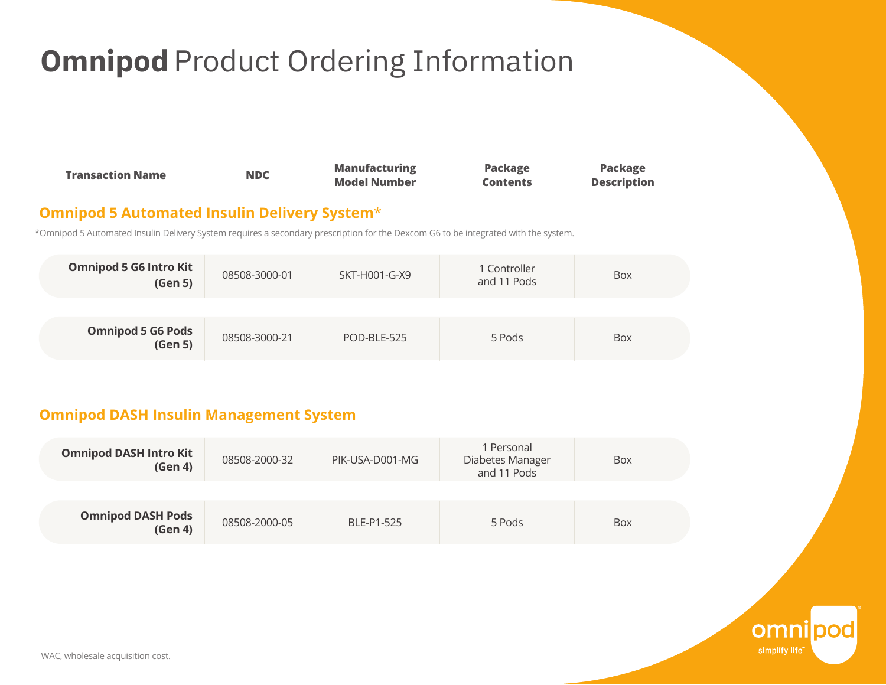# **Omnipod** Product Ordering Information

| Transaction Name | NDC | Manufacturing Model Number | Package Contents | Package Description |
|---|---|---|---|---|
| **Omnipod 5 Automated Insulin Delivery System*** | | | | |
| **Omnipod 5 G6 Intro Kit (Gen 5)** | 08508-3000-01 | SKT-H001-G-X9 | 1 Controller and 11 Pods | Box |
| **Omnipod 5 G6 Pods (Gen 5)** | 08508-3000-21 | POD-BLE-525 | 5 Pods | Box |
| **Omnipod DASH Insulin Management System** | | | | |
| **Omnipod DASH Intro Kit (Gen 4)** | 08508-2000-32 | PIK-USA-D001-MG | 1 Personal Diabetes Manager and 11 Pods | Box |
| **Omnipod DASH Pods (Gen 4)** | 08508-2000-05 | BLE-P1-525 | 5 Pods | Box |

*Omnipod 5 Automated Insulin Delivery System requires a secondary prescription for the Dexcom G6 to be integrated with the system.

WAC, wholesale acquisition cost.

omnipod simplify life™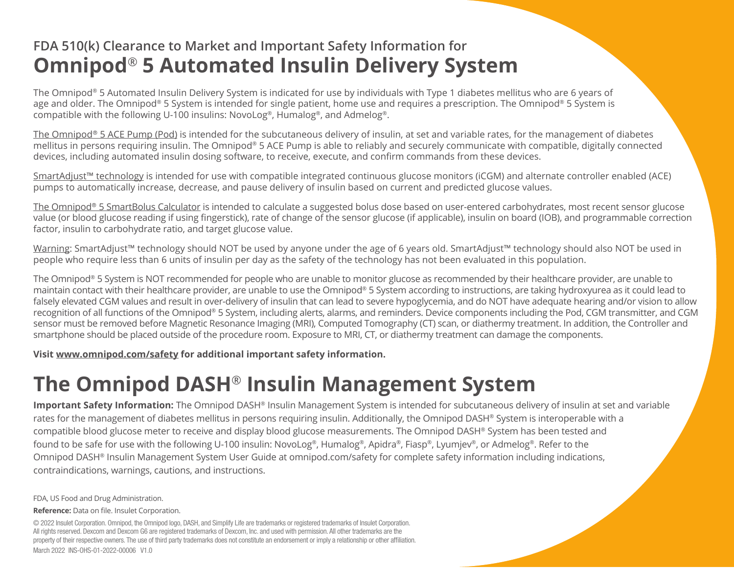### FDA 510(k) Clearance to Market and Important Safety Information for

# Omnipod® 5 Automated Insulin Delivery System

The Omnipod® 5 Automated Insulin Delivery System is indicated for use by individuals with Type 1 diabetes mellitus who are 6 years of age and older. The Omnipod® 5 System is intended for single patient, home use and requires a prescription. The Omnipod® 5 System is compatible with the following U-100 insulins: NovoLog®, Humalog®, and Admelog®.

The Omnipod® 5 ACE Pump (Pod) is intended for the subcutaneous delivery of insulin, at set and variable rates, for the management of diabetes mellitus in persons requiring insulin. The Omnipod® 5 ACE Pump is able to reliably and securely communicate with compatible, digitally connected devices, including automated insulin dosing software, to receive, execute, and confirm commands from these devices.

SmartAdjust™ technology is intended for use with compatible integrated continuous glucose monitors (iCGM) and alternate controller enabled (ACE) pumps to automatically increase, decrease, and pause delivery of insulin based on current and predicted glucose values.

The Omnipod® 5 SmartBolus Calculator is intended to calculate a suggested bolus dose based on user-entered carbohydrates, most recent sensor glucose value (or blood glucose reading if using fingerstick), rate of change of the sensor glucose (if applicable), insulin on board (IOB), and programmable correction factor, insulin to carbohydrate ratio, and target glucose value.

Warning: SmartAdjust™ technology should NOT be used by anyone under the age of 6 years old. SmartAdjust™ technology should also NOT be used in people who require less than 6 units of insulin per day as the safety of the technology has not been evaluated in this population.

The Omnipod® 5 System is NOT recommended for people who are unable to monitor glucose as recommended by their healthcare provider, are unable to maintain contact with their healthcare provider, are unable to use the Omnipod® 5 System according to instructions, are taking hydroxyurea as it could lead to falsely elevated CGM values and result in over-delivery of insulin that can lead to severe hypoglycemia, and do NOT have adequate hearing and/or vision to allow recognition of all functions of the Omnipod® 5 System, including alerts, alarms, and reminders. Device components including the Pod, CGM transmitter, and CGM sensor must be removed before Magnetic Resonance Imaging (MRI), Computed Tomography (CT) scan, or diathermy treatment. In addition, the Controller and smartphone should be placed outside of the procedure room. Exposure to MRI, CT, or diathermy treatment can damage the components.

**Visit www.omnipod.com/safety for additional important safety information.**

# The Omnipod DASH® Insulin Management System

**Important Safety Information:** The Omnipod DASH® Insulin Management System is intended for subcutaneous delivery of insulin at set and variable rates for the management of diabetes mellitus in persons requiring insulin. Additionally, the Omnipod DASH® System is interoperable with a compatible blood glucose meter to receive and display blood glucose measurements. The Omnipod DASH® System has been tested and found to be safe for use with the following U-100 insulin: NovoLog®, Humalog®, Apidra®, Fiasp®, Lyumjev®, or Admelog®. Refer to the Omnipod DASH® Insulin Management System User Guide at omnipod.com/safety for complete safety information including indications, contraindications, warnings, cautions, and instructions.

FDA, US Food and Drug Administration.

**Reference:** Data on file. Insulet Corporation.

© 2022 Insulet Corporation. Omnipod, the Omnipod logo, DASH, and Simplify Life are trademarks or registered trademarks of Insulet Corporation. All rights reserved. Dexcom and Dexcom G6 are registered trademarks of Dexcom, Inc. and used with permission. All other trademarks are the property of their respective owners. The use of third party trademarks does not constitute an endorsement or imply a relationship or other affiliation.

March 2022 INS-OHS-01-2022-00006 V1.0